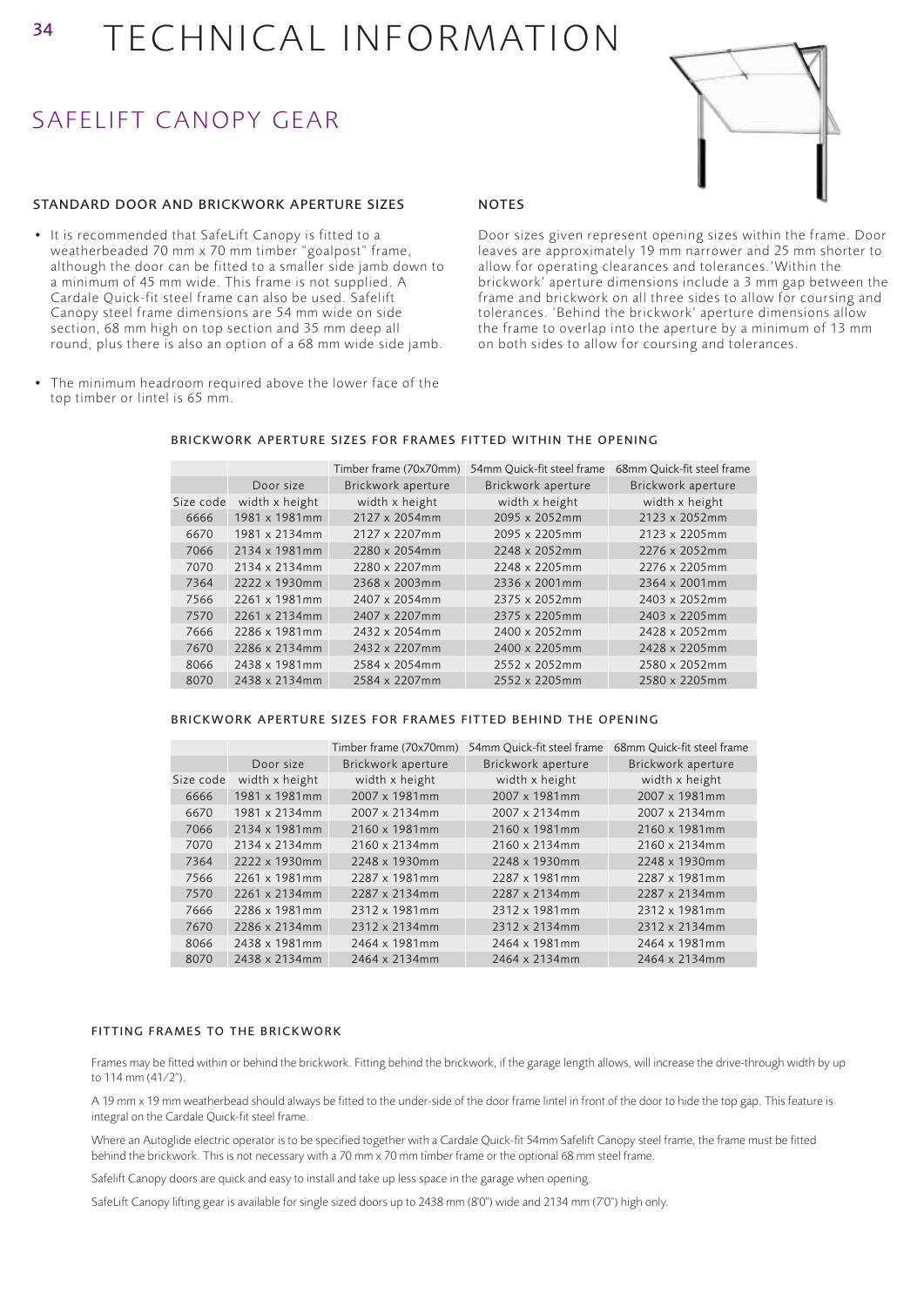# TECHNICAL INFORMATION

## SAFELIFT CANOPY GEAR

### STANDARD DOOR AND BRICKWORK APERTURE SIZES

- It is recommended that SafeLift Canopy is fitted to a weatherbeaded 70 mm x 70 mm timber "goalpost" frame, although the door can be fitted to a smaller side jamb down to a minimum of 45 mm wide. This frame is not supplied. A Cardale Quick-fit steel frame can also be used. Safelift Canopy steel frame dimensions are 54 mm wide on side section, 68 mm high on top section and 35 mm deep all round, plus there is also an option of a 68 mm wide side jamb.
- The minimum headroom required above the lower face of the top timber or lintel is 65 mm.

### NOTES

Door sizes given represent opening sizes within the frame. Door leaves are approximately 19 mm narrower and 25 mm shorter to allow for operating clearances and tolerances.'Within the brickwork' aperture dimensions include a 3 mm gap between the frame and brickwork on all three sides to allow for coursing and tolerances. 'Behind the brickwork' aperture dimensions allow the frame to overlap into the aperture by a minimum of 13 mm on both sides to allow for coursing and tolerances.

### BRICKWORK APERTURE SIZES FOR FRAMES FITTED WITHIN THE OPENING

| | | Timber frame (70x70mm) | 54mm Quick-fit steel frame | 68mm Quick-fit steel frame |
|---|---|---|---|---|
| | Door size | Brickwork aperture | Brickwork aperture | Brickwork aperture |
| Size code | width x height | width x height | width x height | width x height |
| 6666 | 1981 x 1981mm | 2127 x 2054mm | 2095 x 2052mm | 2123 x 2052mm |
| 6670 | 1981 x 2134mm | 2127 x 2207mm | 2095 x 2205mm | 2123 x 2205mm |
| 7066 | 2134 x 1981mm | 2280 x 2054mm | 2248 x 2052mm | 2276 x 2052mm |
| 7070 | 2134 x 2134mm | 2280 x 2207mm | 2248 x 2205mm | 2276 x 2205mm |
| 7364 | 2222 x 1930mm | 2368 x 2003mm | 2336 x 2001mm | 2364 x 2001mm |
| 7566 | 2261 x 1981mm | 2407 x 2054mm | 2375 x 2052mm | 2403 x 2052mm |
| 7570 | 2261 x 2134mm | 2407 x 2207mm | 2375 x 2205mm | 2403 x 2205mm |
| 7666 | 2286 x 1981mm | 2432 x 2054mm | 2400 x 2052mm | 2428 x 2052mm |
| 7670 | 2286 x 2134mm | 2432 x 2207mm | 2400 x 2205mm | 2428 x 2205mm |
| 8066 | 2438 x 1981mm | 2584 x 2054mm | 2552 x 2052mm | 2580 x 2052mm |
| 8070 | 2438 x 2134mm | 2584 x 2207mm | 2552 x 2205mm | 2580 x 2205mm |

### BRICKWORK APERTURE SIZES FOR FRAMES FITTED BEHIND THE OPENING

| | | Timber frame (70x70mm) | 54mm Quick-fit steel frame | 68mm Quick-fit steel frame |
|---|---|---|---|---|
| | Door size | Brickwork aperture | Brickwork aperture | Brickwork aperture |
| Size code | width x height | width x height | width x height | width x height |
| 6666 | 1981 x 1981mm | 2007 x 1981mm | 2007 x 1981mm | 2007 x 1981mm |
| 6670 | 1981 x 2134mm | 2007 x 2134mm | 2007 x 2134mm | 2007 x 2134mm |
| 7066 | 2134 x 1981mm | 2160 x 1981mm | 2160 x 1981mm | 2160 x 1981mm |
| 7070 | 2134 x 2134mm | 2160 x 2134mm | 2160 x 2134mm | 2160 x 2134mm |
| 7364 | 2222 x 1930mm | 2248 x 1930mm | 2248 x 1930mm | 2248 x 1930mm |
| 7566 | 2261 x 1981mm | 2287 x 1981mm | 2287 x 1981mm | 2287 x 1981mm |
| 7570 | 2261 x 2134mm | 2287 x 2134mm | 2287 x 2134mm | 2287 x 2134mm |
| 7666 | 2286 x 1981mm | 2312 x 1981mm | 2312 x 1981mm | 2312 x 1981mm |
| 7670 | 2286 x 2134mm | 2312 x 2134mm | 2312 x 2134mm | 2312 x 2134mm |
| 8066 | 2438 x 1981mm | 2464 x 1981mm | 2464 x 1981mm | 2464 x 1981mm |
| 8070 | 2438 x 2134mm | 2464 x 2134mm | 2464 x 2134mm | 2464 x 2134mm |

### FITTING FRAMES TO THE BRICKWORK

Frames may be fitted within or behind the brickwork. Fitting behind the brickwork, if the garage length allows, will increase the drive-through width by up to 114 mm (41/2").

A 19 mm x 19 mm weatherbead should always be fitted to the under-side of the door frame lintel in front of the door to hide the top gap. This feature is integral on the Cardale Quick-fit steel frame.

Where an Autoglide electric operator is to be specified together with a Cardale Quick-fit 54mm Safelift Canopy steel frame, the frame must be fitted behind the brickwork. This is not necessary with a 70 mm x 70 mm timber frame or the optional 68 mm steel frame.

Safelift Canopy doors are quick and easy to install and take up less space in the garage when opening.

SafeLift Canopy lifting gear is available for single sized doors up to 2438 mm (8'0") wide and 2134 mm (7'0") high only.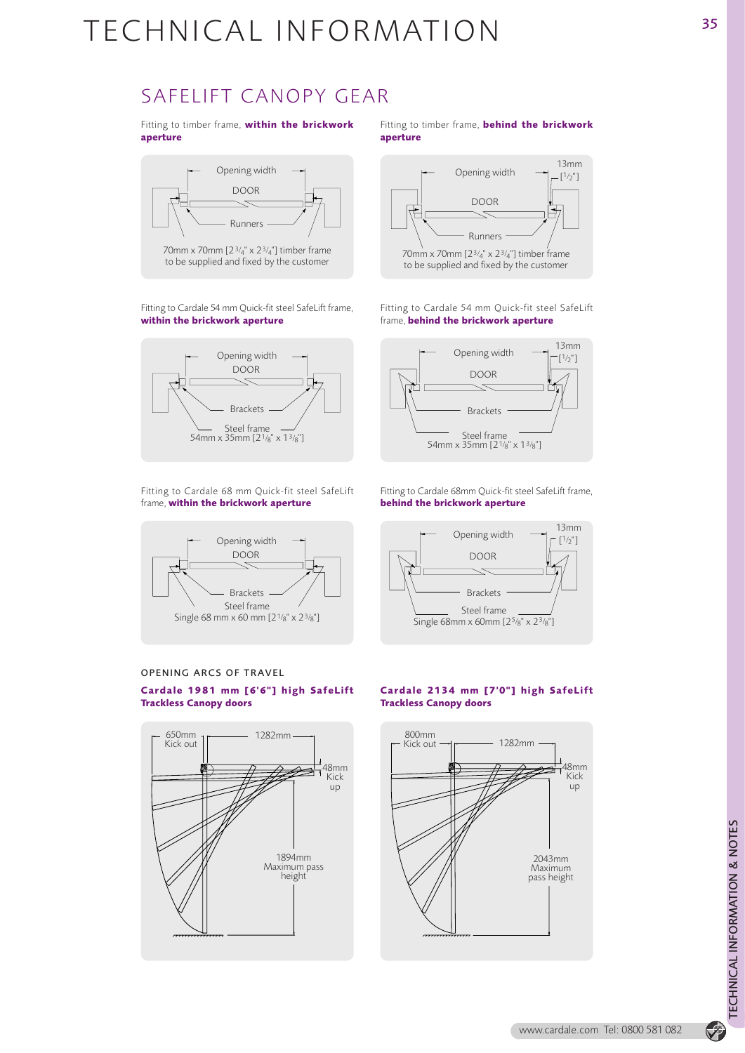# TECHNICAL INFORMATION

## SAFELIFT CANOPY GEAR

Fitting to timber frame, **within the brickwork aperture**

Opening width

DOOR

Runners

70mm x 70mm [2¾" x 2¾"] timber frame to be supplied and fixed by the customer

Fitting to timber frame, **behind the brickwork aperture**

Opening width

13mm [½"]

DOOR

Runners

70mm x 70mm [2¾" x 2¾"] timber frame to be supplied and fixed by the customer

Fitting to Cardale 54 mm Quick-fit steel SafeLift frame, **within the brickwork aperture**

Opening width

DOOR

Brackets

Steel frame 54mm x 35mm [2⅛" x 1⅜"]

Fitting to Cardale 54 mm Quick-fit steel SafeLift frame, **behind the brickwork aperture**

Opening width

13mm [½"]

DOOR

Brackets

Steel frame 54mm x 35mm [2⅛" x 1⅜"]

Fitting to Cardale 68 mm Quick-fit steel SafeLift frame, **within the brickwork aperture**

Opening width

DOOR

Brackets

Steel frame Single 68 mm x 60 mm [2⅛" x 2⅜"]

Fitting to Cardale 68mm Quick-fit steel SafeLift frame, **behind the brickwork aperture**

Opening width

13mm [½"]

DOOR

Brackets

Steel frame Single 68mm x 60mm [2⅝" x 2⅜"]

### OPENING ARCS OF TRAVEL

**Cardale 1981 mm [6'6"] high SafeLift Trackless Canopy doors**

650mm Kick out

1282mm

48mm Kick up

1894mm Maximum pass height

**Cardale 2134 mm [7'0"] high SafeLift Trackless Canopy doors**

800mm Kick out

1282mm

48mm Kick up

2043mm Maximum pass height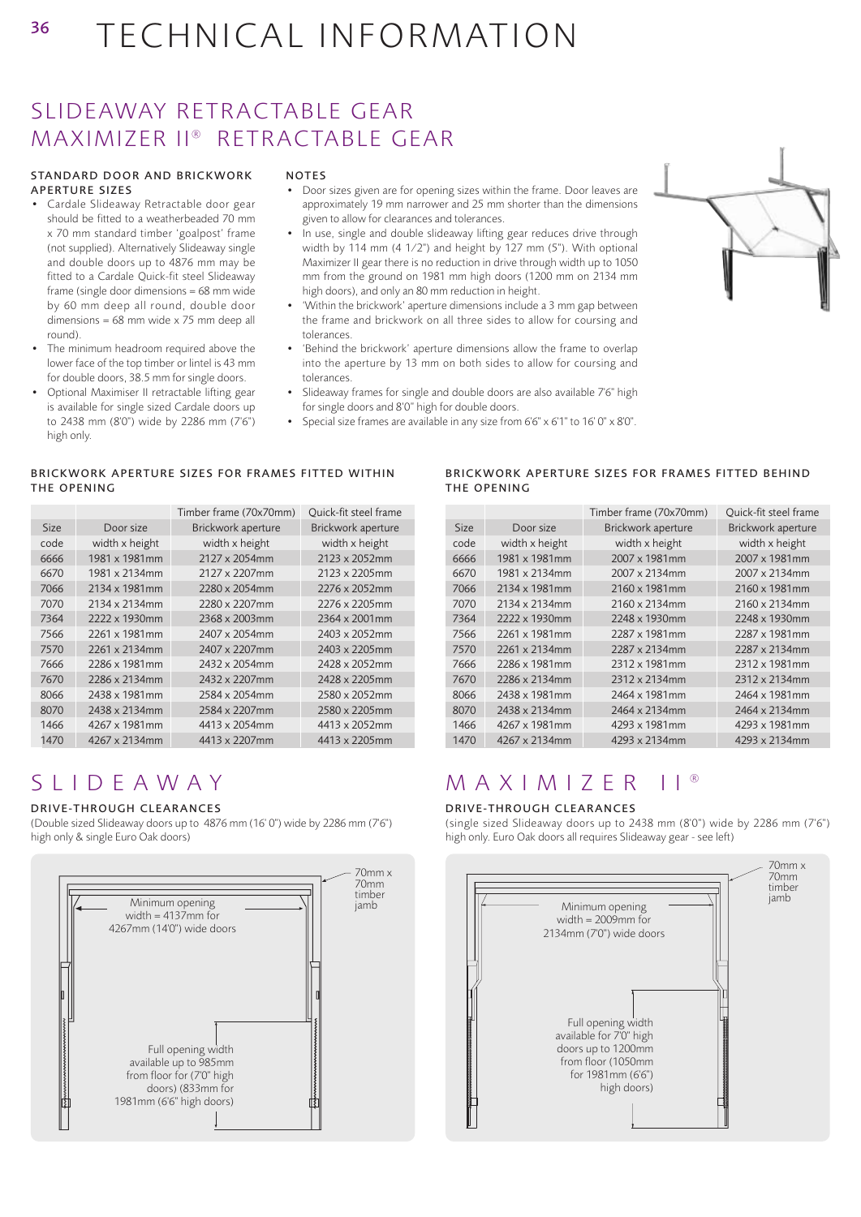# TECHNICAL INFORMATION

## SLIDEAWAY RETRACTABLE GEAR
## MAXIMIZER II® RETRACTABLE GEAR

### STANDARD DOOR AND BRICKWORK APERTURE SIZES

- Cardale Slideaway Retractable door gear should be fitted to a weatherbeaded 70 mm x 70 mm standard timber 'goalpost' frame (not supplied). Alternatively Slideaway single and double doors up to 4876 mm may be fitted to a Cardale Quick-fit steel Slideaway frame (single door dimensions = 68 mm wide by 60 mm deep all round, double door dimensions = 68 mm wide x 75 mm deep all round).
- The minimum headroom required above the lower face of the top timber or lintel is 43 mm for double doors, 38.5 mm for single doors.
- Optional Maximiser II retractable lifting gear is available for single sized Cardale doors up to 2438 mm (8'0") wide by 2286 mm (7'6") high only.

### NOTES

- Door sizes given are for opening sizes within the frame. Door leaves are approximately 19 mm narrower and 25 mm shorter than the dimensions given to allow for clearances and tolerances.
- In use, single and double slideaway lifting gear reduces drive through width by 114 mm (4 1/2") and height by 127 mm (5"). With optional Maximizer II gear there is no reduction in drive through width up to 1050 mm from the ground on 1981 mm high doors (1200 mm on 2134 mm high doors), and only an 80 mm reduction in height.
- 'Within the brickwork' aperture dimensions include a 3 mm gap between the frame and brickwork on all three sides to allow for coursing and tolerances.
- 'Behind the brickwork' aperture dimensions allow the frame to overlap into the aperture by 13 mm on both sides to allow for coursing and tolerances.
- Slideaway frames for single and double doors are also available 7'6" high for single doors and 8'0" high for double doors.
- Special size frames are available in any size from 6'6" x 6'1" to 16' 0" x 8'0".

### BRICKWORK APERTURE SIZES FOR FRAMES FITTED WITHIN THE OPENING

| | | Timber frame (70x70mm) | Quick-fit steel frame |
|---|---|---|---|
| Size | Door size | Brickwork aperture | Brickwork aperture |
| code | width x height | width x height | width x height |
| 6666 | 1981 x 1981mm | 2127 x 2054mm | 2123 x 2052mm |
| 6670 | 1981 x 2134mm | 2127 x 2207mm | 2123 x 2205mm |
| 7066 | 2134 x 1981mm | 2280 x 2054mm | 2276 x 2052mm |
| 7070 | 2134 x 2134mm | 2280 x 2207mm | 2276 x 2205mm |
| 7364 | 2222 x 1930mm | 2368 x 2003mm | 2364 x 2001mm |
| 7566 | 2261 x 1981mm | 2407 x 2054mm | 2403 x 2052mm |
| 7570 | 2261 x 2134mm | 2407 x 2207mm | 2403 x 2205mm |
| 7666 | 2286 x 1981mm | 2432 x 2054mm | 2428 x 2052mm |
| 7670 | 2286 x 2134mm | 2432 x 2207mm | 2428 x 2205mm |
| 8066 | 2438 x 1981mm | 2584 x 2054mm | 2580 x 2052mm |
| 8070 | 2438 x 2134mm | 2584 x 2207mm | 2580 x 2205mm |
| 1466 | 4267 x 1981mm | 4413 x 2054mm | 4413 x 2052mm |
| 1470 | 4267 x 2134mm | 4413 x 2207mm | 4413 x 2205mm |

### BRICKWORK APERTURE SIZES FOR FRAMES FITTED BEHIND THE OPENING

| | | Timber frame (70x70mm) | Quick-fit steel frame |
|---|---|---|---|
| Size | Door size | Brickwork aperture | Brickwork aperture |
| code | width x height | width x height | width x height |
| 6666 | 1981 x 1981mm | 2007 x 1981mm | 2007 x 1981mm |
| 6670 | 1981 x 2134mm | 2007 x 2134mm | 2007 x 2134mm |
| 7066 | 2134 x 1981mm | 2160 x 1981mm | 2160 x 1981mm |
| 7070 | 2134 x 2134mm | 2160 x 2134mm | 2160 x 2134mm |
| 7364 | 2222 x 1930mm | 2248 x 1930mm | 2248 x 1930mm |
| 7566 | 2261 x 1981mm | 2287 x 1981mm | 2287 x 1981mm |
| 7570 | 2261 x 2134mm | 2287 x 2134mm | 2287 x 2134mm |
| 7666 | 2286 x 1981mm | 2312 x 1981mm | 2312 x 1981mm |
| 7670 | 2286 x 2134mm | 2312 x 2134mm | 2312 x 2134mm |
| 8066 | 2438 x 1981mm | 2464 x 1981mm | 2464 x 1981mm |
| 8070 | 2438 x 2134mm | 2464 x 2134mm | 2464 x 2134mm |
| 1466 | 4267 x 1981mm | 4293 x 1981mm | 4293 x 1981mm |
| 1470 | 4267 x 2134mm | 4293 x 2134mm | 4293 x 2134mm |

## SLIDEAWAY

### DRIVE-THROUGH CLEARANCES

(Double sized Slideaway doors up to 4876 mm (16' 0") wide by 2286 mm (7'6") high only & single Euro Oak doors)

70mm x 70mm timber jamb

Minimum opening width = 4137mm for 4267mm (14'0") wide doors

Full opening width available up to 985mm from floor for (7'0" high doors) (833mm for 1981mm (6'6" high doors)

## MAXIMIZER II®

### DRIVE-THROUGH CLEARANCES

(single sized Slideaway doors up to 2438 mm (8'0") wide by 2286 mm (7'6") high only. Euro Oak doors all requires Slideaway gear - see left)

70mm x 70mm timber jamb

Minimum opening width = 2009mm for 2134mm (7'0") wide doors

Full opening width available for 7'0" high doors up to 1200mm from floor (1050mm for 1981mm (6'6") high doors)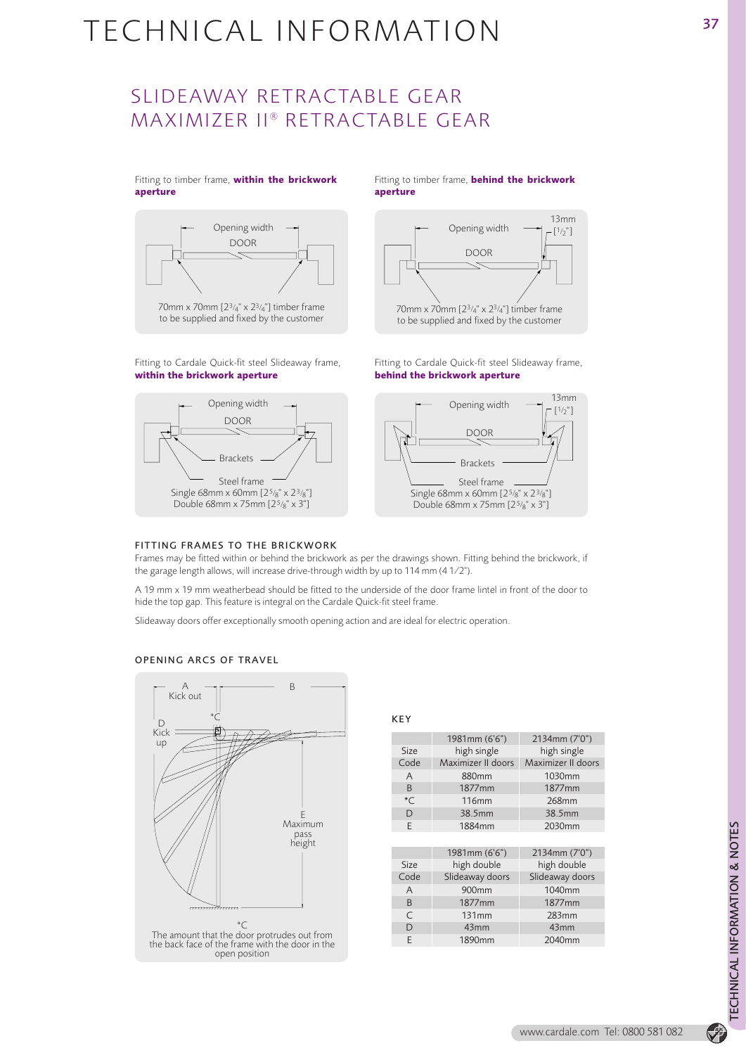# TECHNICAL INFORMATION

## SLIDEAWAY RETRACTABLE GEAR
## MAXIMIZER II® RETRACTABLE GEAR

Fitting to timber frame, **within the brickwork aperture**

Opening width

DOOR

70mm x 70mm [2¾" x 2¾"] timber frame to be supplied and fixed by the customer

Fitting to timber frame, **behind the brickwork aperture**

Opening width

13mm [½"]

DOOR

70mm x 70mm [2¾" x 2¾"] timber frame to be supplied and fixed by the customer

Fitting to Cardale Quick-fit steel Slideaway frame, **within the brickwork aperture**

Opening width

DOOR

Brackets

Steel frame
Single 68mm x 60mm [2⅝" x 2⅜"]
Double 68mm x 75mm [2⅝" x 3"]

Fitting to Cardale Quick-fit steel Slideaway frame, **behind the brickwork aperture**

Opening width

13mm [½"]

DOOR

Brackets

Steel frame
Single 68mm x 60mm [2⅝" x 2⅜"]
Double 68mm x 75mm [2⅝" x 3"]

### FITTING FRAMES TO THE BRICKWORK

Frames may be fitted within or behind the brickwork as per the drawings shown. Fitting behind the brickwork, if the garage length allows, will increase drive-through width by up to 114 mm (4 1/2").

A 19 mm x 19 mm weatherbead should be fitted to the underside of the door frame lintel in front of the door to hide the top gap. This feature is integral on the Cardale Quick-fit steel frame.

Slideaway doors offer exceptionally smooth opening action and are ideal for electric operation.

### OPENING ARCS OF TRAVEL

A Kick out

B

*C

D Kick up

E Maximum pass height

*C
The amount that the door protrudes out from the back face of the frame with the door in the open position

### KEY

| | 1981mm (6'6") | 2134mm (7'0") |
|---|---|---|
| Size | high single | high single |
| Code | Maximizer II doors | Maximizer II doors |
| A | 880mm | 1030mm |
| B | 1877mm | 1877mm |
| *C | 116mm | 268mm |
| D | 38.5mm | 38.5mm |
| E | 1884mm | 2030mm |

| | 1981mm (6'6") | 2134mm (7'0") |
|---|---|---|
| Size | high double | high double |
| Code | Slideaway doors | Slideaway doors |
| A | 900mm | 1040mm |
| B | 1877mm | 1877mm |
| C | 131mm | 283mm |
| D | 43mm | 43mm |
| E | 1890mm | 2040mm |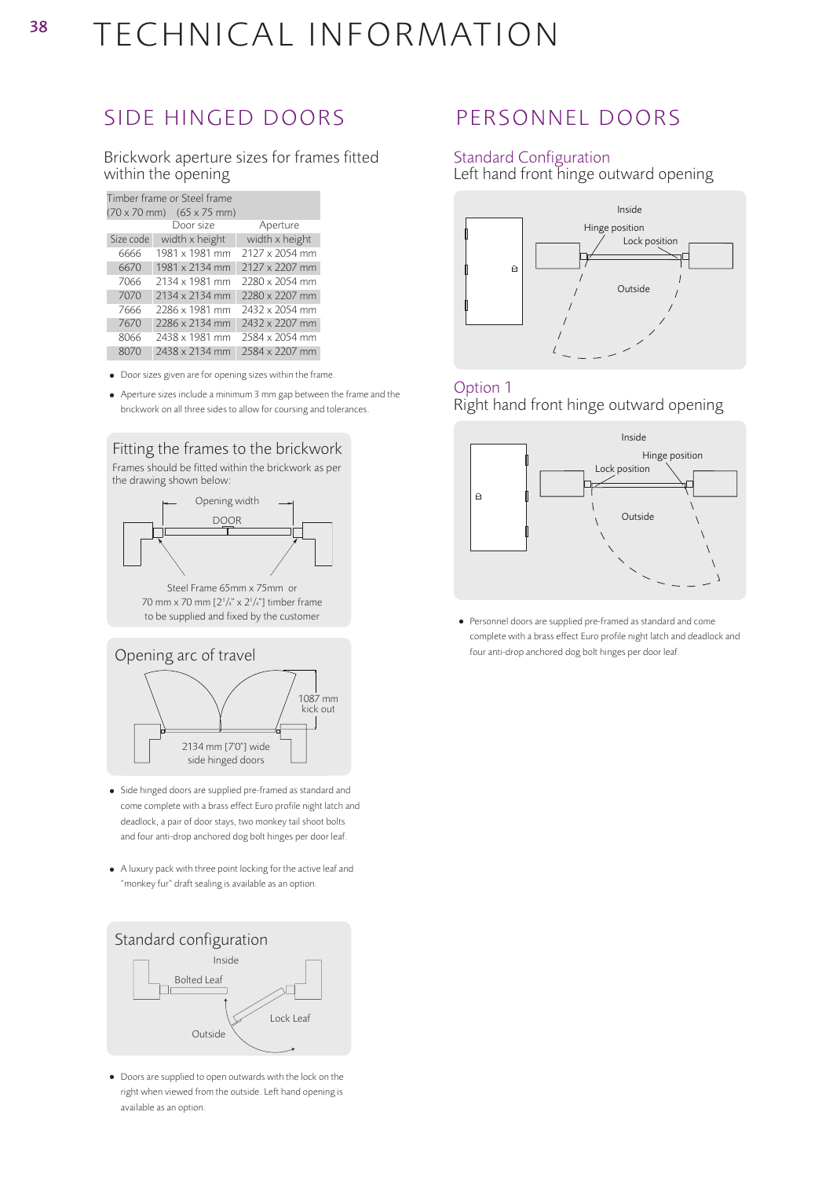# TECHNICAL INFORMATION

## SIDE HINGED DOORS

### Brickwork aperture sizes for frames fitted within the opening

| Timber frame or Steel frame (70 x 70 mm) (65 x 75 mm) | | |
|---|---|---|
| | Door size | Aperture |
| Size code | width x height | width x height |
| 6666 | 1981 x 1981 mm | 2127 x 2054 mm |
| 6670 | 1981 x 2134 mm | 2127 x 2207 mm |
| 7066 | 2134 x 1981 mm | 2280 x 2054 mm |
| 7070 | 2134 x 2134 mm | 2280 x 2207 mm |
| 7666 | 2286 x 1981 mm | 2432 x 2054 mm |
| 7670 | 2286 x 2134 mm | 2432 x 2207 mm |
| 8066 | 2438 x 1981 mm | 2584 x 2054 mm |
| 8070 | 2438 x 2134 mm | 2584 x 2207 mm |

- Door sizes given are for opening sizes within the frame.
- Aperture sizes include a minimum 3 mm gap between the frame and the brickwork on all three sides to allow for coursing and tolerances.

### Fitting the frames to the brickwork

Frames should be fitted within the brickwork as per the drawing shown below:

Opening width

DOOR

Steel Frame 65mm x 75mm or 70 mm x 70 mm [2³/₄" x 2³/₄"] timber frame to be supplied and fixed by the customer

### Opening arc of travel

1087 mm kick out

2134 mm [7'0"] wide side hinged doors

- Side hinged doors are supplied pre-framed as standard and come complete with a brass effect Euro profile night latch and deadlock, a pair of door stays, two monkey tail shoot bolts and four anti-drop anchored dog bolt hinges per door leaf.
- A luxury pack with three point locking for the active leaf and "monkey fur" draft sealing is available as an option.

### Standard configuration

Inside

Bolted Leaf

Lock Leaf

Outside

- Doors are supplied to open outwards with the lock on the right when viewed from the outside. Left hand opening is available as an option.

## PERSONNEL DOORS

### Standard Configuration
Left hand front hinge outward opening

Inside

Hinge position

Lock position

Outside

### Option 1
Right hand front hinge outward opening

Inside

Hinge position

Lock position

Outside

- Personnel doors are supplied pre-framed as standard and come complete with a brass effect Euro profile night latch and deadlock and four anti-drop anchored dog bolt hinges per door leaf.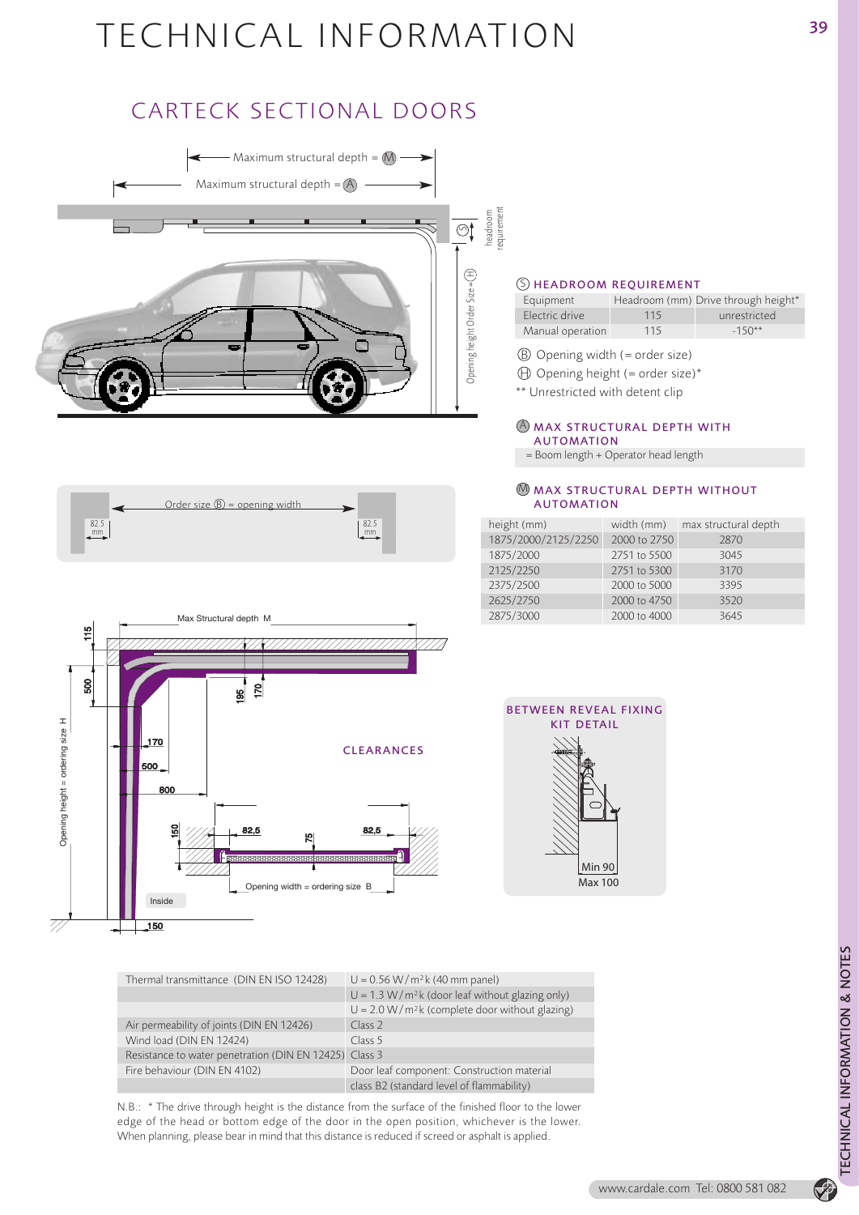# TECHNICAL INFORMATION

## CARTECK SECTIONAL DOORS

### Ⓢ HEADROOM REQUIREMENT

| Equipment | Headroom (mm) | Drive through height* |
|---|---|---|
| Electric drive | 115 | unrestricted |
| Manual operation | 115 | -150** |

Ⓑ Opening width (= order size)

Ⓗ Opening height (= order size)*

** Unrestricted with detent clip

### Ⓐ MAX STRUCTURAL DEPTH WITH AUTOMATION

= Boom length + Operator head length

### Ⓜ MAX STRUCTURAL DEPTH WITHOUT AUTOMATION

| height (mm) | width (mm) | max structural depth |
|---|---|---|
| 1875/2000/2125/2250 | 2000 to 2750 | 2870 |
| 1875/2000 | 2751 to 5500 | 3045 |
| 2125/2250 | 2751 to 5300 | 3170 |
| 2375/2500 | 2000 to 5000 | 3395 |
| 2625/2750 | 2000 to 4750 | 3520 |
| 2875/3000 | 2000 to 4000 | 3645 |

### CLEARANCES

### BETWEEN REVEAL FIXING KIT DETAIL

Min 90
Max 100

| | |
|---|---|
| Thermal transmittance (DIN EN ISO 12428) | U = 0.56 W/m²k (40 mm panel) |
| | U = 1.3 W/m²k (door leaf without glazing only) |
| | U = 2.0 W/m²k (complete door without glazing) |
| Air permeability of joints (DIN EN 12426) | Class 2 |
| Wind load (DIN EN 12424) | Class 5 |
| Resistance to water penetration (DIN EN 12425) | Class 3 |
| Fire behaviour (DIN EN 4102) | Door leaf component: Construction material |
| | class B2 (standard level of flammability) |

N.B.: * The drive through height is the distance from the surface of the finished floor to the lower edge of the head or bottom edge of the door in the open position, whichever is the lower. When planning, please bear in mind that this distance is reduced if screed or asphalt is applied.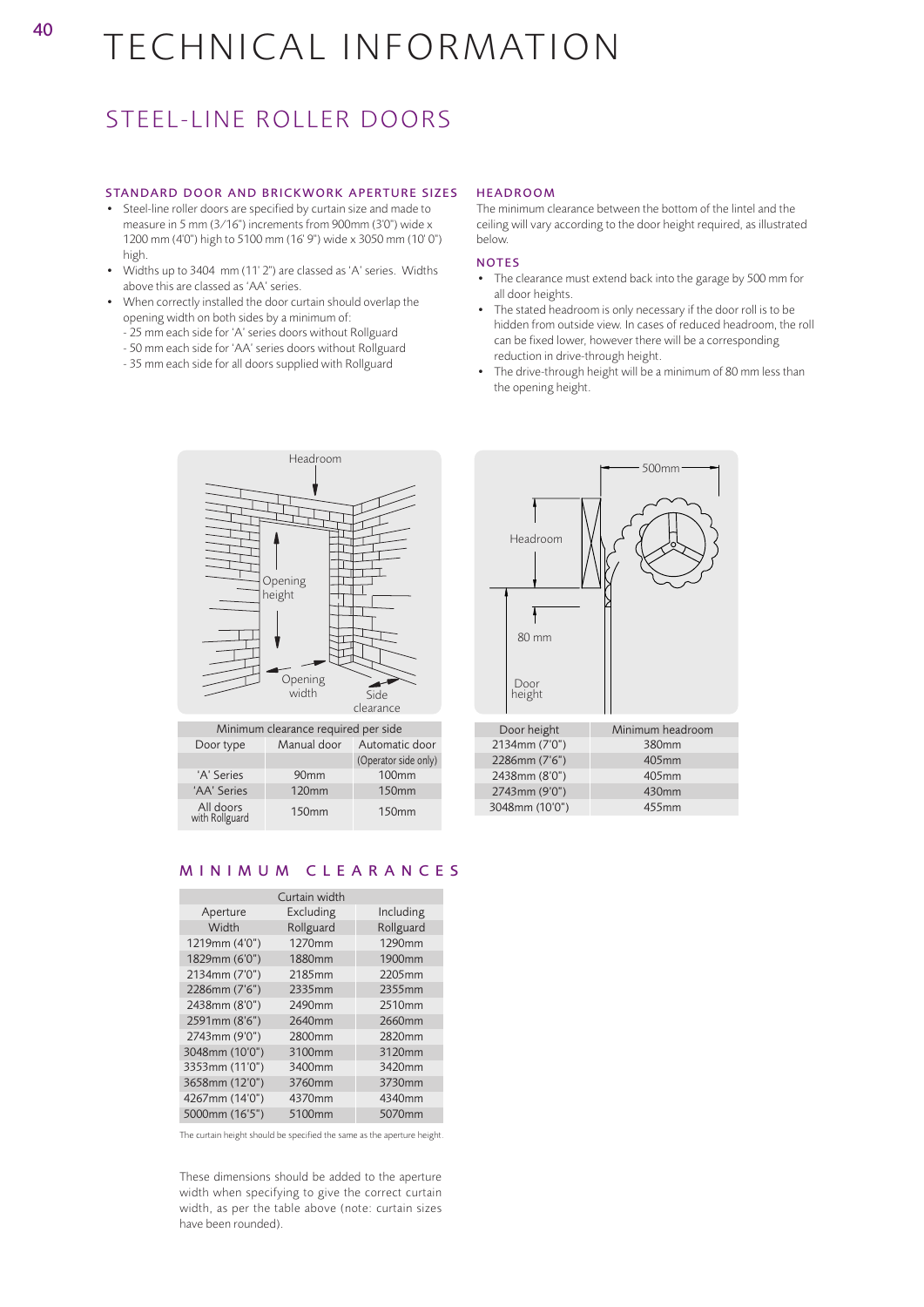# TECHNICAL INFORMATION

## STEEL-LINE ROLLER DOORS

### STANDARD DOOR AND BRICKWORK APERTURE SIZES

- Steel-line roller doors are specified by curtain size and made to measure in 5 mm (3/16") increments from 900mm (3'0") wide x 1200 mm (4'0") high to 5100 mm (16' 9") wide x 3050 mm (10' 0") high.
- Widths up to 3404 mm (11' 2") are classed as 'A' series. Widths above this are classed as 'AA' series.
- When correctly installed the door curtain should overlap the opening width on both sides by a minimum of:
  - 25 mm each side for 'A' series doors without Rollguard
  - 50 mm each side for 'AA' series doors without Rollguard
  - 35 mm each side for all doors supplied with Rollguard

### HEADROOM

The minimum clearance between the bottom of the lintel and the ceiling will vary according to the door height required, as illustrated below.

### NOTES

- The clearance must extend back into the garage by 500 mm for all door heights.
- The stated headroom is only necessary if the door roll is to be hidden from outside view. In cases of reduced headroom, the roll can be fixed lower, however there will be a corresponding reduction in drive-through height.
- The drive-through height will be a minimum of 80 mm less than the opening height.

| Minimum clearance required per side | | |
|---|---|---|
| Door type | Manual door | Automatic door (Operator side only) |
| 'A' Series | 90mm | 100mm |
| 'AA' Series | 120mm | 150mm |
| All doors with Rollguard | 150mm | 150mm |

| Door height | Minimum headroom |
|---|---|
| 2134mm (7'0") | 380mm |
| 2286mm (7'6") | 405mm |
| 2438mm (8'0") | 405mm |
| 2743mm (9'0") | 430mm |
| 3048mm (10'0") | 455mm |

### MINIMUM CLEARANCES

| | Curtain width | |
|---|---|---|
| Aperture Width | Excluding Rollguard | Including Rollguard |
| 1219mm (4'0") | 1270mm | 1290mm |
| 1829mm (6'0") | 1880mm | 1900mm |
| 2134mm (7'0") | 2185mm | 2205mm |
| 2286mm (7'6") | 2335mm | 2355mm |
| 2438mm (8'0") | 2490mm | 2510mm |
| 2591mm (8'6") | 2640mm | 2660mm |
| 2743mm (9'0") | 2800mm | 2820mm |
| 3048mm (10'0") | 3100mm | 3120mm |
| 3353mm (11'0") | 3400mm | 3420mm |
| 3658mm (12'0") | 3760mm | 3730mm |
| 4267mm (14'0") | 4370mm | 4340mm |
| 5000mm (16'5") | 5100mm | 5070mm |

The curtain height should be specified the same as the aperture height.

These dimensions should be added to the aperture width when specifying to give the correct curtain width, as per the table above (note: curtain sizes have been rounded).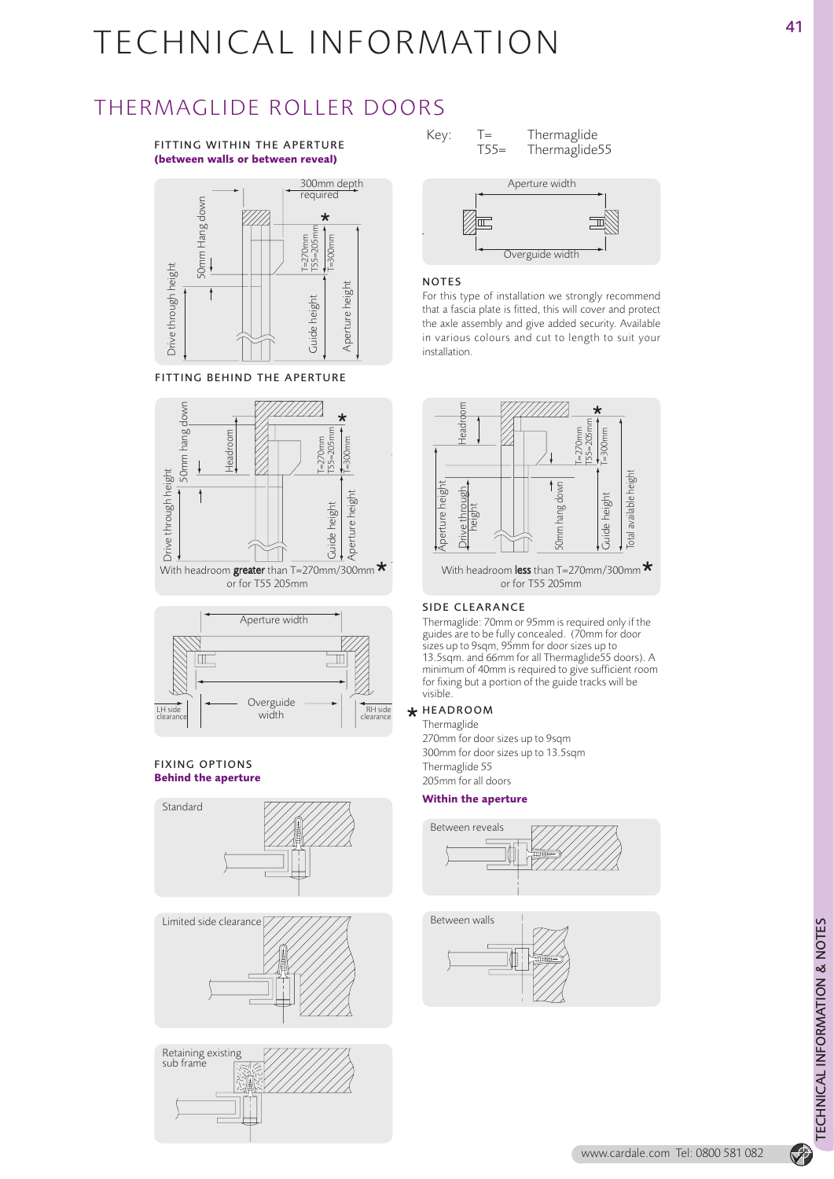# TECHNICAL INFORMATION

## THERMAGLIDE ROLLER DOORS

Key: T= Thermaglide
T55= Thermaglide55

### FITTING WITHIN THE APERTURE
**(between walls or between reveal)**

300mm depth required

Drive through height, 50mm Hang down, T=270mm T55=205mm, T=300mm, Guide height, Aperture height

Aperture width, Overguide width

### NOTES

For this type of installation we strongly recommend that a fascia plate is fitted, this will cover and protect the axle assembly and give added security. Available in various colours and cut to length to suit your installation.

### FITTING BEHIND THE APERTURE

Drive through height, 50mm hang down, Headroom, T=270mm T55=205mm, T=300mm, Guide height, Aperture height

With headroom **greater** than T=270mm/300mm * or for T55 205mm

Headroom, Aperture height, Drive through height, 50mm hang down, T=270mm T55=205mm, T=300mm, Guide height, Total available height

With headroom **less** than T=270mm/300mm * or for T55 205mm

Aperture width, LH side clearance, Overguide width, RH side clearance

### SIDE CLEARANCE

Thermaglide: 70mm or 95mm is required only if the guides are to be fully concealed. (70mm for door sizes up to 9sqm, 95mm for door sizes up to 13.5sqm. and 66mm for all Thermaglide55 doors). A minimum of 40mm is required to give sufficient room for fixing but a portion of the guide tracks will be visible.

### * HEADROOM

Thermaglide
270mm for door sizes up to 9sqm
300mm for door sizes up to 13.5sqm
Thermaglide 55
205mm for all doors

### FIXING OPTIONS
**Behind the aperture**

Standard

Limited side clearance

Retaining existing sub frame

**Within the aperture**

Between reveals

Between walls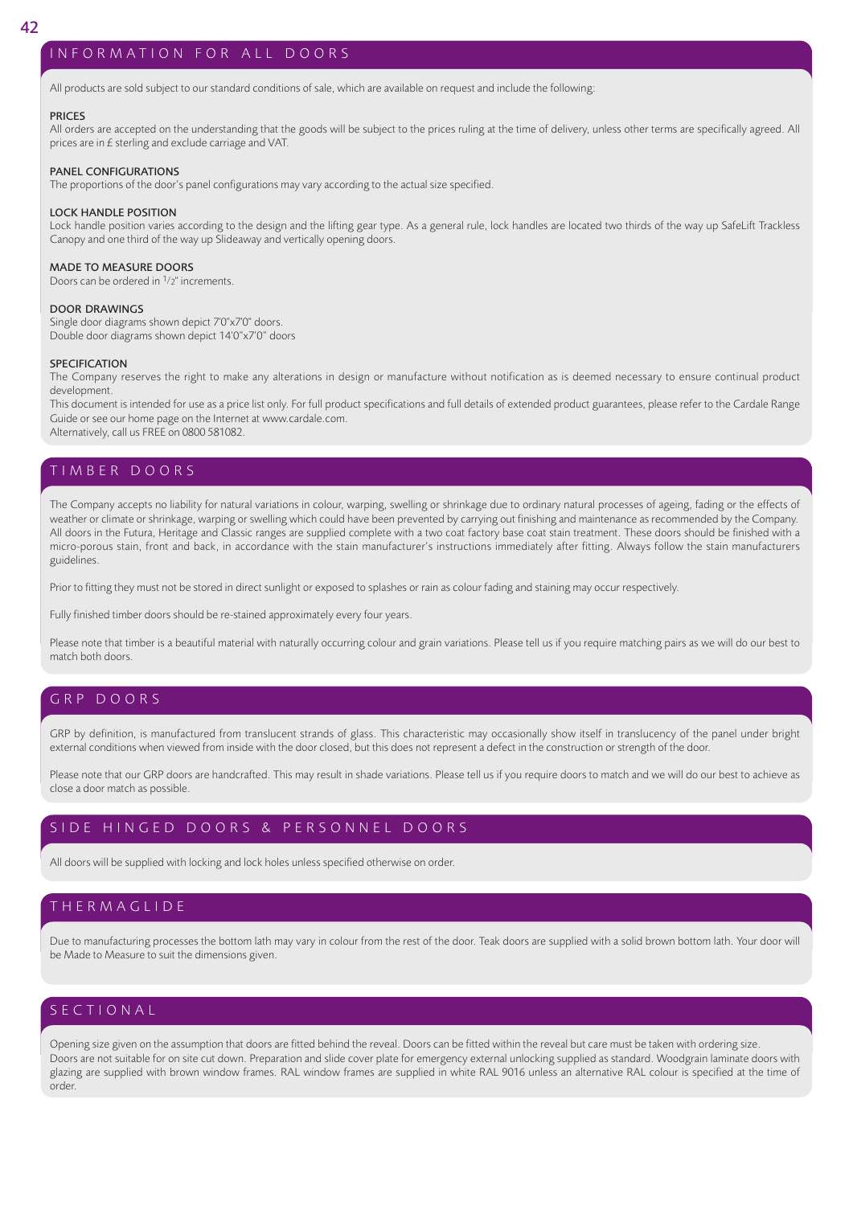## INFORMATION FOR ALL DOORS

All products are sold subject to our standard conditions of sale, which are available on request and include the following:

### PRICES

All orders are accepted on the understanding that the goods will be subject to the prices ruling at the time of delivery, unless other terms are specifically agreed. All prices are in £ sterling and exclude carriage and VAT.

### PANEL CONFIGURATIONS

The proportions of the door's panel configurations may vary according to the actual size specified.

### LOCK HANDLE POSITION

Lock handle position varies according to the design and the lifting gear type. As a general rule, lock handles are located two thirds of the way up SafeLift Trackless Canopy and one third of the way up Slideaway and vertically opening doors.

### MADE TO MEASURE DOORS

Doors can be ordered in 1/2" increments.

### DOOR DRAWINGS

Single door diagrams shown depict 7'0"x7'0" doors.
Double door diagrams shown depict 14'0"x7'0" doors

### SPECIFICATION

The Company reserves the right to make any alterations in design or manufacture without notification as is deemed necessary to ensure continual product development.
This document is intended for use as a price list only. For full product specifications and full details of extended product guarantees, please refer to the Cardale Range Guide or see our home page on the Internet at www.cardale.com.
Alternatively, call us FREE on 0800 581082.

## TIMBER DOORS

The Company accepts no liability for natural variations in colour, warping, swelling or shrinkage due to ordinary natural processes of ageing, fading or the effects of weather or climate or shrinkage, warping or swelling which could have been prevented by carrying out finishing and maintenance as recommended by the Company. All doors in the Futura, Heritage and Classic ranges are supplied complete with a two coat factory base coat stain treatment. These doors should be finished with a micro-porous stain, front and back, in accordance with the stain manufacturer's instructions immediately after fitting. Always follow the stain manufacturers guidelines.

Prior to fitting they must not be stored in direct sunlight or exposed to splashes or rain as colour fading and staining may occur respectively.

Fully finished timber doors should be re-stained approximately every four years.

Please note that timber is a beautiful material with naturally occurring colour and grain variations. Please tell us if you require matching pairs as we will do our best to match both doors.

## GRP DOORS

GRP by definition, is manufactured from translucent strands of glass. This characteristic may occasionally show itself in translucency of the panel under bright external conditions when viewed from inside with the door closed, but this does not represent a defect in the construction or strength of the door.

Please note that our GRP doors are handcrafted. This may result in shade variations. Please tell us if you require doors to match and we will do our best to achieve as close a door match as possible.

## SIDE HINGED DOORS & PERSONNEL DOORS

All doors will be supplied with locking and lock holes unless specified otherwise on order.

## THERMAGLIDE

Due to manufacturing processes the bottom lath may vary in colour from the rest of the door. Teak doors are supplied with a solid brown bottom lath. Your door will be Made to Measure to suit the dimensions given.

## SECTIONAL

Opening size given on the assumption that doors are fitted behind the reveal. Doors can be fitted within the reveal but care must be taken with ordering size.
Doors are not suitable for on site cut down. Preparation and slide cover plate for emergency external unlocking supplied as standard. Woodgrain laminate doors with glazing are supplied with brown window frames. RAL window frames are supplied in white RAL 9016 unless an alternative RAL colour is specified at the time of order.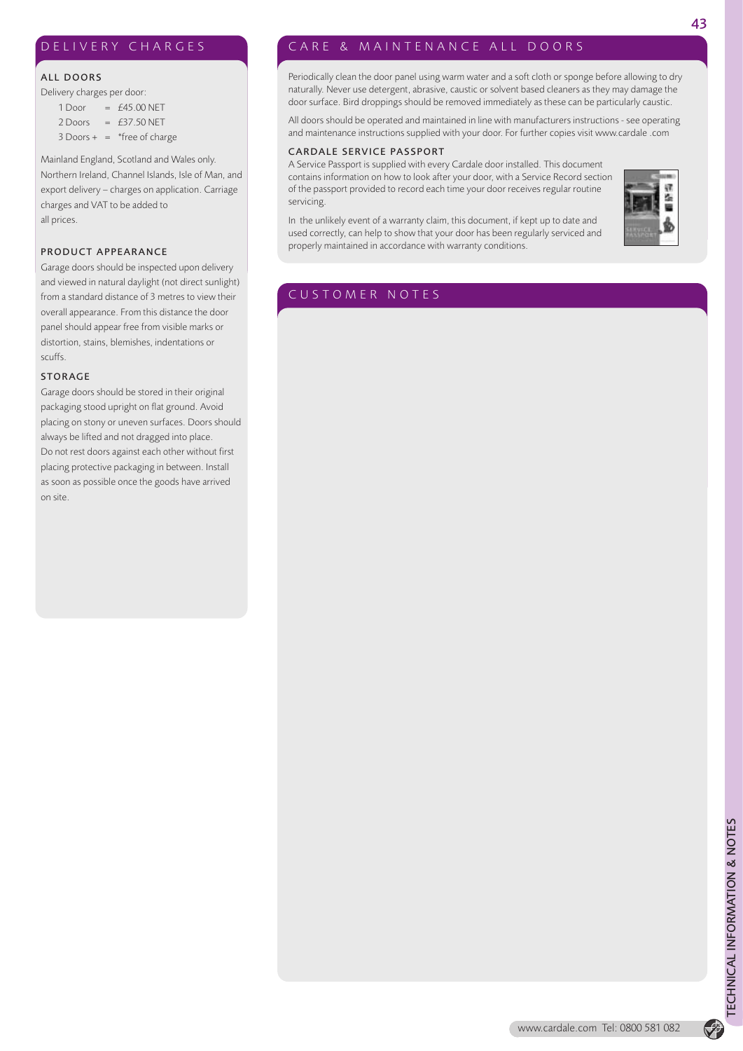## DELIVERY CHARGES

### ALL DOORS

Delivery charges per door:

| | | |
|---|---|---|
| 1 Door | = | £45.00 NET |
| 2 Doors | = | £37.50 NET |
| 3 Doors + | = | *free of charge |

Mainland England, Scotland and Wales only. Northern Ireland, Channel Islands, Isle of Man, and export delivery – charges on application. Carriage charges and VAT to be added to all prices.

### PRODUCT APPEARANCE

Garage doors should be inspected upon delivery and viewed in natural daylight (not direct sunlight) from a standard distance of 3 metres to view their overall appearance. From this distance the door panel should appear free from visible marks or distortion, stains, blemishes, indentations or scuffs.

### STORAGE

Garage doors should be stored in their original packaging stood upright on flat ground. Avoid placing on stony or uneven surfaces. Doors should always be lifted and not dragged into place. Do not rest doors against each other without first placing protective packaging in between. Install as soon as possible once the goods have arrived on site.

## CARE & MAINTENANCE ALL DOORS

Periodically clean the door panel using warm water and a soft cloth or sponge before allowing to dry naturally. Never use detergent, abrasive, caustic or solvent based cleaners as they may damage the door surface. Bird droppings should be removed immediately as these can be particularly caustic.

All doors should be operated and maintained in line with manufacturers instructions - see operating and maintenance instructions supplied with your door. For further copies visit www.cardale .com

### CARDALE SERVICE PASSPORT

A Service Passport is supplied with every Cardale door installed. This document contains information on how to look after your door, with a Service Record section of the passport provided to record each time your door receives regular routine servicing.

In the unlikely event of a warranty claim, this document, if kept up to date and used correctly, can help to show that your door has been regularly serviced and properly maintained in accordance with warranty conditions.

## CUSTOMER NOTES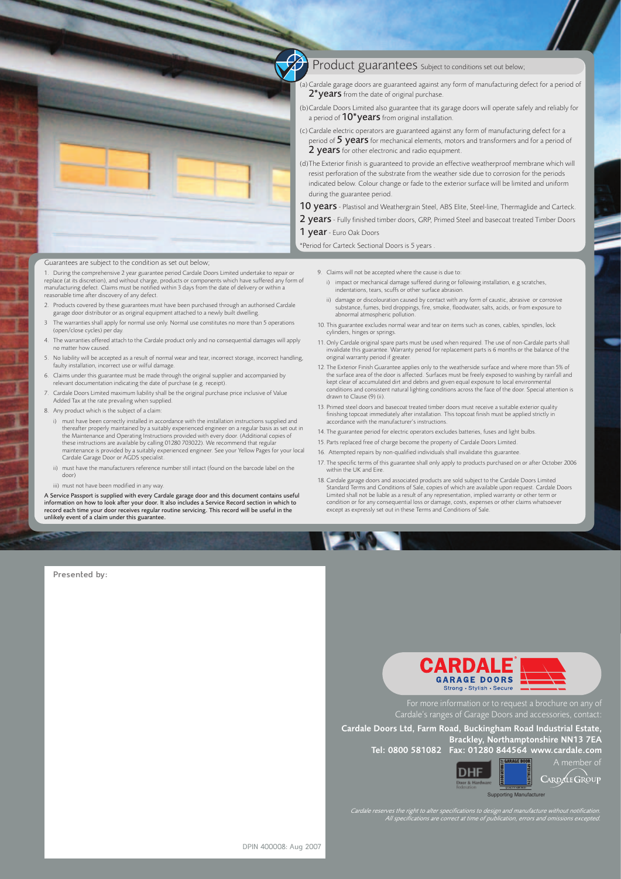## Product guarantees Subject to conditions set out below;

(a) Cardale garage doors are guaranteed against any form of manufacturing defect for a period of **2*years** from the date of original purchase.

(b) Cardale Doors Limited also guarantee that its garage doors will operate safely and reliably for a period of **10*years** from original installation.

(c) Cardale electric operators are guaranteed against any form of manufacturing defect for a period of **5 years** for mechanical elements, motors and transformers and for a period of **2 years** for other electronic and radio equipment.

(d) The Exterior finish is guaranteed to provide an effective weatherproof membrane which will resist perforation of the substrate from the weather side due to corrosion for the periods indicated below. Colour change or fade to the exterior surface will be limited and uniform during the guarantee period.

**10 years** - Plastisol and Weathergrain Steel, ABS Elite, Steel-line, Thermaglide and Carteck.

**2 years** - Fully finished timber doors, GRP, Primed Steel and basecoat treated Timber Doors

**1 year** - Euro Oak Doors

*Period for Carteck Sectional Doors is 5 years .

Guarantees are subject to the condition as set out below;

1. During the comprehensive 2 year guarantee period Cardale Doors Limited undertake to repair or replace (at its discretion), and without charge, products or components which have suffered any form of manufacturing defect. Claims must be notified within 3 days from the date of delivery or within a reasonable time after discovery of any defect.
2. Products covered by these guarantees must have been purchased through an authorised Cardale garage door distributor or as original equipment attached to a newly built dwelling.
3. The warranties shall apply for normal use only. Normal use constitutes no more than 5 operations (open/close cycles) per day.
4. The warranties offered attach to the Cardale product only and no consequential damages will apply no matter how caused.
5. No liability will be accepted as a result of normal wear and tear, incorrect storage, incorrect handling, faulty installation, incorrect use or wilful damage.
6. Claims under this guarantee must be made through the original supplier and accompanied by relevant documentation indicating the date of purchase (e.g. receipt).
7. Cardale Doors Limited maximum liability shall be the original purchase price inclusive of Value Added Tax at the rate prevailing when supplied.
8. Any product which is the subject of a claim:
   i) must have been correctly installed in accordance with the installation instructions supplied and thereafter properly maintained by a suitably experienced engineer on a regular basis as set out in the Maintenance and Operating Instructions provided with every door. (Additional copies of these instructions are available by calling 01280 703022). We recommend that regular maintenance is provided by a suitably experienced engineer. See your Yellow Pages for your local Cardale Garage Door or AGDS specialist.
   ii) must have the manufacturers reference number still intact (found on the barcode label on the door)
   iii) must not have been modified in any way.

**A Service Passport is supplied with every Cardale garage door and this document contains useful information on how to look after your door. It also includes a Service Record section in which to record each time your door receives regular routine servicing. This record will be useful in the unlikely event of a claim under this guarantee.**

9. Claims will not be accepted where the cause is due to:
   i) impact or mechanical damage suffered during or following installation, e.g scratches, indentations, tears, scuffs or other surface abrasion.
   ii) damage or discolouration caused by contact with any form of caustic, abrasive or corrosive substance, fumes, bird droppings, fire, smoke, floodwater, salts, acids, or from exposure to abnormal atmospheric pollution.
10. This guarantee excludes normal wear and tear on items such as cones, cables, spindles, lock cylinders, hinges or springs.
11. Only Cardale original spare parts must be used when required. The use of non-Cardale parts shall invalidate this guarantee. Warranty period for replacement parts is 6 months or the balance of the original warranty period if greater.
12. The Exterior Finish Guarantee applies only to the weatherside surface and where more than 5% of the surface area of the door is affected. Surfaces must be freely exposed to washing by rainfall and kept clear of accumulated dirt and debris and given equal exposure to local environmental conditions and consistent natural lighting conditions across the face of the door. Special attention is drawn to Clause (9) (ii).
13. Primed steel doors and basecoat treated timber doors must receive a suitable exterior quality finishing topcoat immediately after installation. This topcoat finish must be applied strictly in accordance with the manufacturer's instructions.
14. The guarantee period for electric operators excludes batteries, fuses and light bulbs.
15. Parts replaced free of charge become the property of Cardale Doors Limited.
16. Attempted repairs by non-qualified individuals shall invalidate this guarantee.
17. The specific terms of this guarantee shall only apply to products purchased on or after October 2006 within the UK and Eire.
18. Cardale garage doors and associated products are sold subject to the Cardale Doors Limited Standard Terms and Conditions of Sale, copies of which are available upon request. Cardale Doors Limited shall not be liable as a result of any representation, implied warranty or other term or condition or for any consequential loss or damage, costs, expenses or other claims whatsoever except as expressly set out in these Terms and Conditions of Sale.

**Presented by:**

CARDALE® GARAGE DOORS
Strong • Stylish • Secure

For more information or to request a brochure on any of Cardale's ranges of Garage Doors and accessories, contact:

**Cardale Doors Ltd, Farm Road, Buckingham Road Industrial Estate, Brackley, Northamptonshire NN13 7EA**
**Tel: 0800 581082 Fax: 01280 844564 www.cardale.com**

DHF Door & Hardware Federation

Association of Garage Door Specialists — Supporting Manufacturer

A member of CARDALE GROUP

*Cardale reserves the right to alter specifications to design and manufacture without notification. All specifications are correct at time of publication, errors and omissions excepted.*

DPIN 400008: Aug 2007